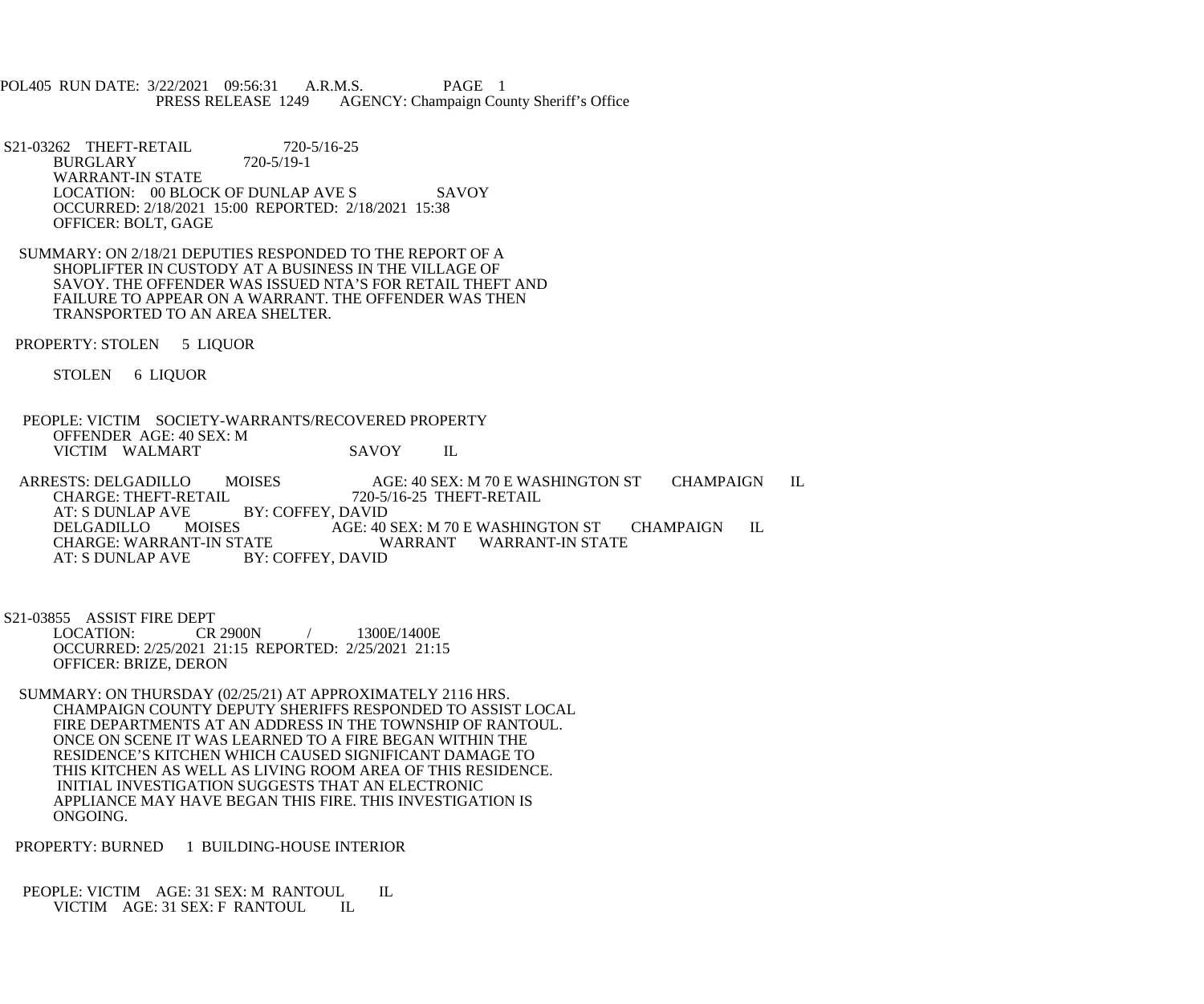POL405 RUN DATE: 3/22/2021 09:56:31 A.R.M.S. PAGE 1
PRESS RELEASE 1249 AGENCY: Champaign County Sheriff's Office

S21-03262 THEFT-RETAIL 720-5/16-25
BURGLARY 720-5/19-1
WARRANT-IN STATE
LOCATION: 00 BLOCK OF DUNLAP AVE S SAVOY
OCCURRED: 2/18/2021 15:00 REPORTED: 2/18/2021 15:38
OFFICER: BOLT, GAGE

SUMMARY: ON 2/18/21 DEPUTIES RESPONDED TO THE REPORT OF A SHOPLIFTER IN CUSTODY AT A BUSINESS IN THE VILLAGE OF SAVOY. THE OFFENDER WAS ISSUED NTA'S FOR RETAIL THEFT AND FAILURE TO APPEAR ON A WARRANT. THE OFFENDER WAS THEN TRANSPORTED TO AN AREA SHELTER.

PROPERTY: STOLEN 5 LIQUOR

STOLEN 6 LIQUOR

PEOPLE: VICTIM SOCIETY-WARRANTS/RECOVERED PROPERTY
OFFENDER AGE: 40 SEX: M
VICTIM WALMART SAVOY IL

ARRESTS: DELGADILLO MOISES AGE: 40 SEX: M 70 E WASHINGTON ST CHAMPAIGN IL
CHARGE: THEFT-RETAIL 720-5/16-25 THEFT-RETAIL
AT: S DUNLAP AVE BY: COFFEY, DAVID
DELGADILLO MOISES AGE: 40 SEX: M 70 E WASHINGTON ST CHAMPAIGN IL
CHARGE: WARRANT-IN STATE WARRANT WARRANT-IN STATE
AT: S DUNLAP AVE BY: COFFEY, DAVID

S21-03855 ASSIST FIRE DEPT
LOCATION: CR 2900N / 1300E/1400E
OCCURRED: 2/25/2021 21:15 REPORTED: 2/25/2021 21:15
OFFICER: BRIZE, DERON

SUMMARY: ON THURSDAY (02/25/21) AT APPROXIMATELY 2116 HRS. CHAMPAIGN COUNTY DEPUTY SHERIFFS RESPONDED TO ASSIST LOCAL FIRE DEPARTMENTS AT AN ADDRESS IN THE TOWNSHIP OF RANTOUL. ONCE ON SCENE IT WAS LEARNED TO A FIRE BEGAN WITHIN THE RESIDENCE'S KITCHEN WHICH CAUSED SIGNIFICANT DAMAGE TO THIS KITCHEN AS WELL AS LIVING ROOM AREA OF THIS RESIDENCE. INITIAL INVESTIGATION SUGGESTS THAT AN ELECTRONIC APPLIANCE MAY HAVE BEGAN THIS FIRE. THIS INVESTIGATION IS ONGOING.

PROPERTY: BURNED 1 BUILDING-HOUSE INTERIOR

PEOPLE: VICTIM AGE: 31 SEX: M RANTOUL IL
VICTIM AGE: 31 SEX: F RANTOUL IL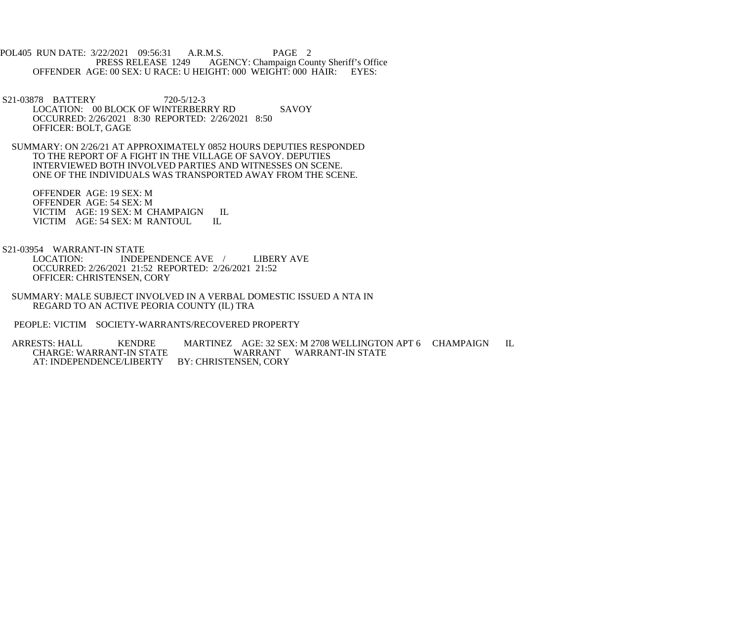POL405 RUN DATE: 3/22/2021 09:56:31 A.R.M.S. PAGE 2
PRESS RELEASE 1249 AGENCY: Champaign County Sheriff's Office
OFFENDER AGE: 00 SEX: U RACE: U HEIGHT: 000 WEIGHT: 000 HAIR: EYES:

S21-03878 BATTERY 720-5/12-3
LOCATION: 00 BLOCK OF WINTERBERRY RD SAVOY
OCCURRED: 2/26/2021 8:30 REPORTED: 2/26/2021 8:50
OFFICER: BOLT, GAGE

SUMMARY: ON 2/26/21 AT APPROXIMATELY 0852 HOURS DEPUTIES RESPONDED TO THE REPORT OF A FIGHT IN THE VILLAGE OF SAVOY. DEPUTIES INTERVIEWED BOTH INVOLVED PARTIES AND WITNESSES ON SCENE. ONE OF THE INDIVIDUALS WAS TRANSPORTED AWAY FROM THE SCENE.

OFFENDER AGE: 19 SEX: M
OFFENDER AGE: 54 SEX: M
VICTIM AGE: 19 SEX: M CHAMPAIGN IL
VICTIM AGE: 54 SEX: M RANTOUL IL

S21-03954 WARRANT-IN STATE
LOCATION: INDEPENDENCE AVE / LIBERY AVE
OCCURRED: 2/26/2021 21:52 REPORTED: 2/26/2021 21:52
OFFICER: CHRISTENSEN, CORY

SUMMARY: MALE SUBJECT INVOLVED IN A VERBAL DOMESTIC ISSUED A NTA IN REGARD TO AN ACTIVE PEORIA COUNTY (IL) TRA

PEOPLE: VICTIM SOCIETY-WARRANTS/RECOVERED PROPERTY

ARRESTS: HALL KENDRE MARTINEZ AGE: 32 SEX: M 2708 WELLINGTON APT 6 CHAMPAIGN IL
CHARGE: WARRANT-IN STATE WARRANT WARRANT-IN STATE
AT: INDEPENDENCE/LIBERTY BY: CHRISTENSEN, CORY